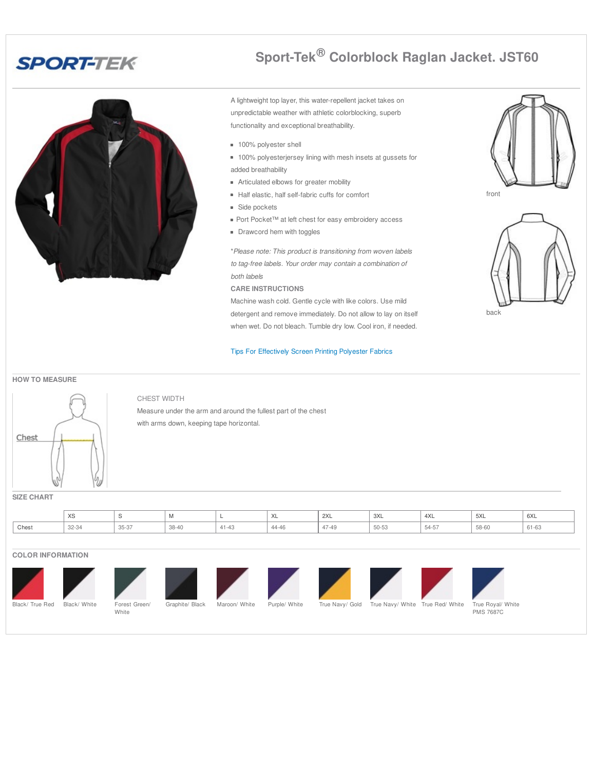SPORT-TEK

# Sport-Tek® Colorblock Raglan Jacket. JST60

A lightweight top layer, this water-repellent jacket takes on unpredictable weather with athletic colorblocking, superb functionality and exceptional breathability.

- 100% polyester shell
- 100% polyesterjersey lining with mesh insets at gussets for added breathability
- Articulated elbows for greater mobility
- Half elastic, half self-fabric cuffs for comfort
- Side pockets
- Port Pocket™ at left chest for easy embroidery access
- Drawcord hem with toggles

*\*Please note: This product is transitioning from woven labels to tag-free labels. Your order may contain a combination of both labels*

**CARE INSTRUCTIONS**

Machine wash cold. Gentle cycle with like colors. Use mild detergent and remove immediately. Do not allow to lay on itself when wet. Do not bleach. Tumble dry low. Cool iron, if needed.

Tips For Effectively Screen Printing Polyester Fabrics

front

back

## HOW TO MEASURE

Chest

CHEST WIDTH

Measure under the arm and around the fullest part of the chest with arms down, keeping tape horizontal.

## SIZE CHART

| | XS | S | M | L | XL | 2XL | 3XL | 4XL | 5XL | 6XL |
|---|---|---|---|---|---|---|---|---|---|---|
| Chest | 32-34 | 35-37 | 38-40 | 41-43 | 44-46 | 47-49 | 50-53 | 54-57 | 58-60 | 61-63 |

## COLOR INFORMATION

Black/ True Red

Black/ White

Forest Green/ White

Graphite/ Black

Maroon/ White

Purple/ White

True Navy/ Gold

True Navy/ White

True Red/ White

True Royal/ White PMS 7687C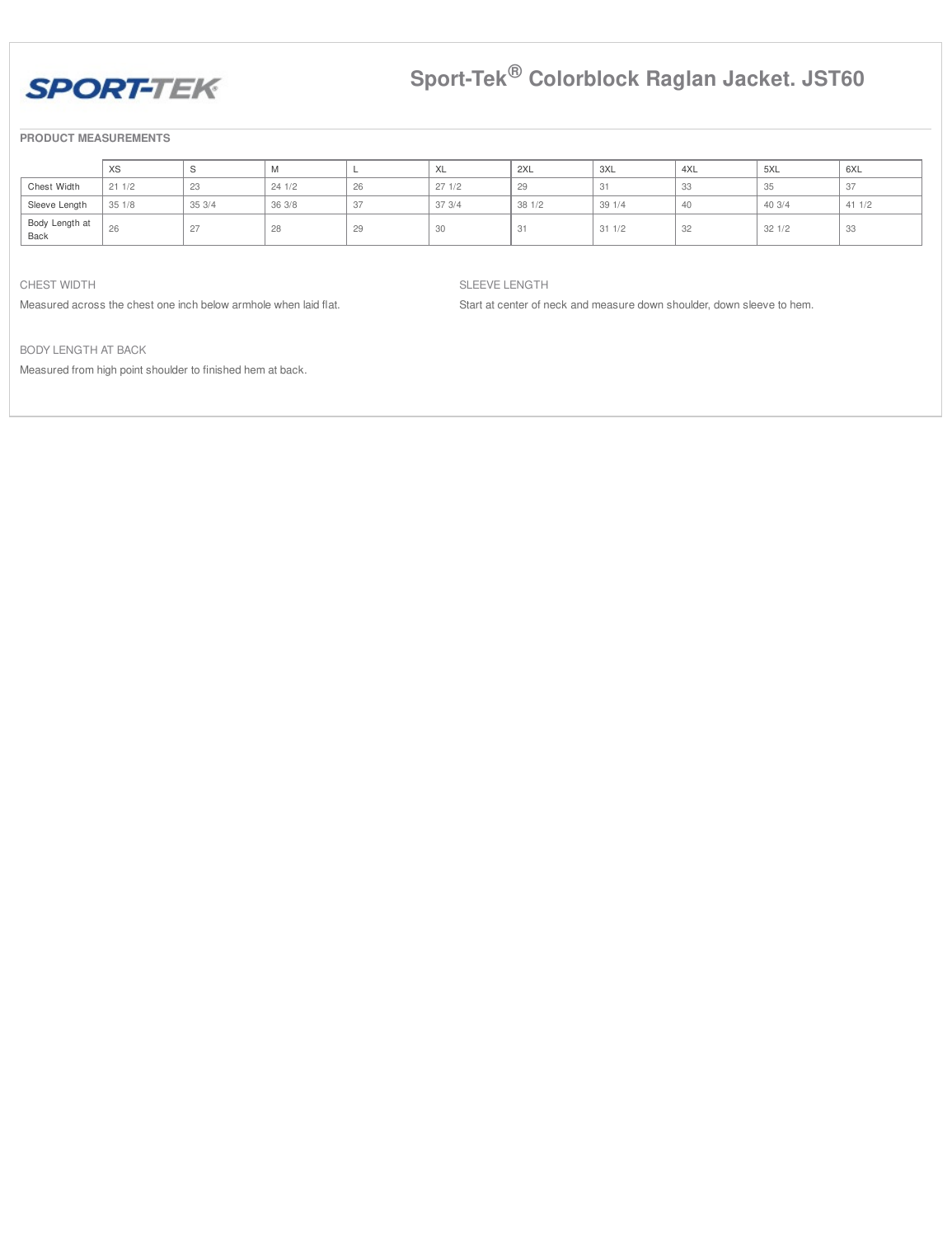# Sport-Tek® Colorblock Raglan Jacket. JST60

**PRODUCT MEASUREMENTS**

| | XS | S | M | L | XL | 2XL | 3XL | 4XL | 5XL | 6XL |
|---|---|---|---|---|---|---|---|---|---|---|
| Chest Width | 21 1/2 | 23 | 24 1/2 | 26 | 27 1/2 | 29 | 31 | 33 | 35 | 37 |
| Sleeve Length | 35 1/8 | 35 3/4 | 36 3/8 | 37 | 37 3/4 | 38 1/2 | 39 1/4 | 40 | 40 3/4 | 41 1/2 |
| Body Length at Back | 26 | 27 | 28 | 29 | 30 | 31 | 31 1/2 | 32 | 32 1/2 | 33 |

CHEST WIDTH

Measured across the chest one inch below armhole when laid flat.

SLEEVE LENGTH

Start at center of neck and measure down shoulder, down sleeve to hem.

BODY LENGTH AT BACK

Measured from high point shoulder to finished hem at back.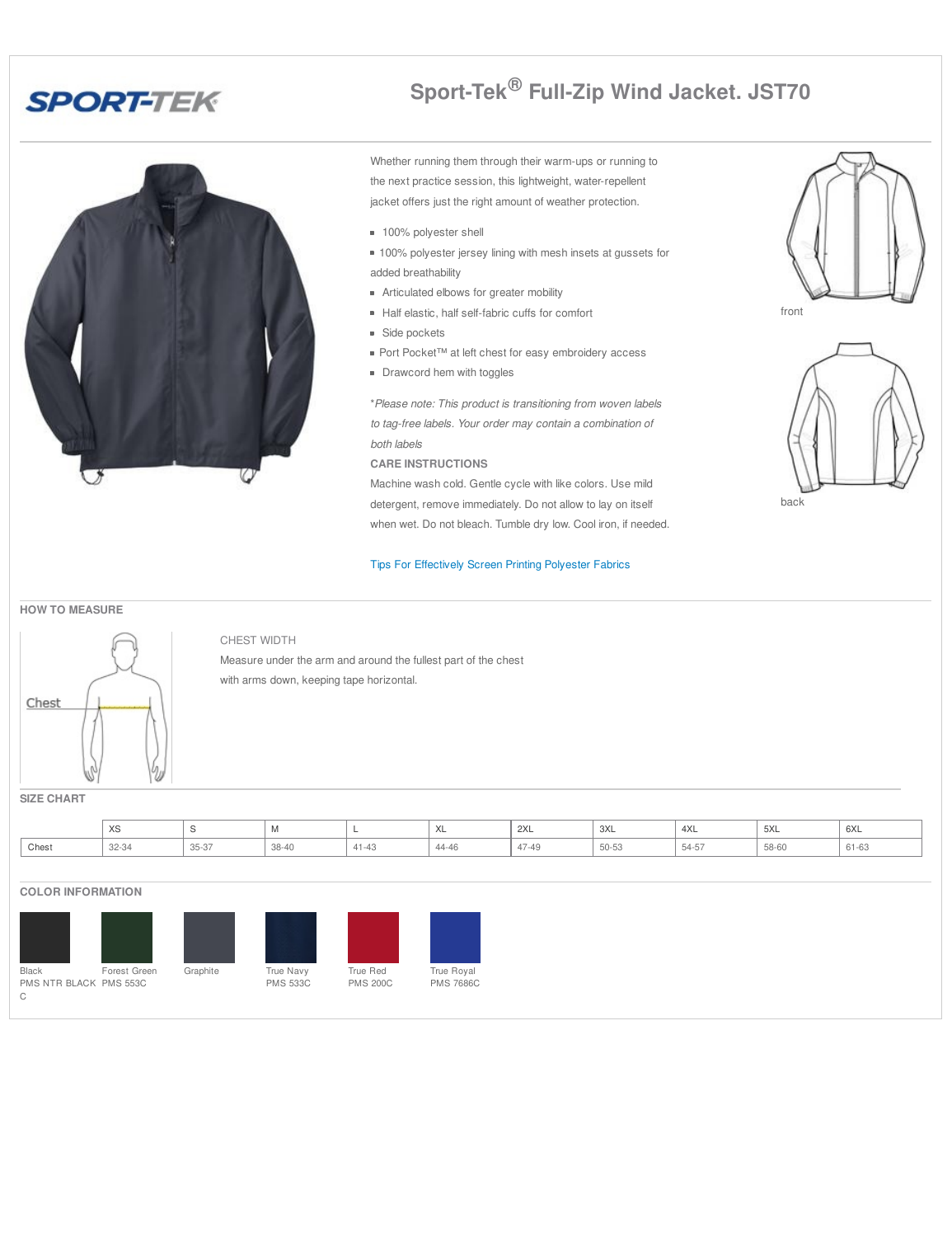SPORT-TEK

# Sport-Tek® Full-Zip Wind Jacket. JST70

Whether running them through their warm-ups or running to the next practice session, this lightweight, water-repellent jacket offers just the right amount of weather protection.

- 100% polyester shell
- 100% polyester jersey lining with mesh insets at gussets for added breathability
- Articulated elbows for greater mobility
- Half elastic, half self-fabric cuffs for comfort
- Side pockets
- Port Pocket™ at left chest for easy embroidery access
- Drawcord hem with toggles

**Please note: This product is transitioning from woven labels to tag-free labels. Your order may contain a combination of both labels*

**CARE INSTRUCTIONS**

Machine wash cold. Gentle cycle with like colors. Use mild detergent, remove immediately. Do not allow to lay on itself when wet. Do not bleach. Tumble dry low. Cool iron, if needed.

Tips For Effectively Screen Printing Polyester Fabrics

front

back

## HOW TO MEASURE

Chest

CHEST WIDTH

Measure under the arm and around the fullest part of the chest with arms down, keeping tape horizontal.

## SIZE CHART

| | XS | S | M | L | XL | 2XL | 3XL | 4XL | 5XL | 6XL |
|---|---|---|---|---|---|---|---|---|---|---|
| Chest | 32-34 | 35-37 | 38-40 | 41-43 | 44-46 | 47-49 | 50-53 | 54-57 | 58-60 | 61-63 |

## COLOR INFORMATION

- Black PMS NTR BLACK C
- Forest Green PMS 553C
- Graphite
- True Navy PMS 533C
- True Red PMS 200C
- True Royal PMS 7686C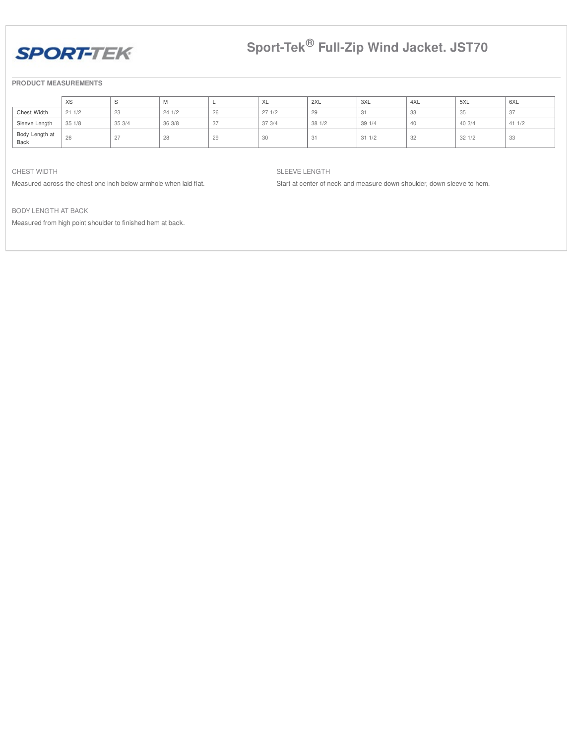SPORT-TEK

# Sport-Tek® Full-Zip Wind Jacket. JST70

## PRODUCT MEASUREMENTS

| | XS | S | M | L | XL | 2XL | 3XL | 4XL | 5XL | 6XL |
|---|---|---|---|---|---|---|---|---|---|---|
| Chest Width | 21 1/2 | 23 | 24 1/2 | 26 | 27 1/2 | 29 | 31 | 33 | 35 | 37 |
| Sleeve Length | 35 1/8 | 35 3/4 | 36 3/8 | 37 | 37 3/4 | 38 1/2 | 39 1/4 | 40 | 40 3/4 | 41 1/2 |
| Body Length at Back | 26 | 27 | 28 | 29 | 30 | 31 | 31 1/2 | 32 | 32 1/2 | 33 |

CHEST WIDTH

Measured across the chest one inch below armhole when laid flat.

SLEEVE LENGTH

Start at center of neck and measure down shoulder, down sleeve to hem.

BODY LENGTH AT BACK

Measured from high point shoulder to finished hem at back.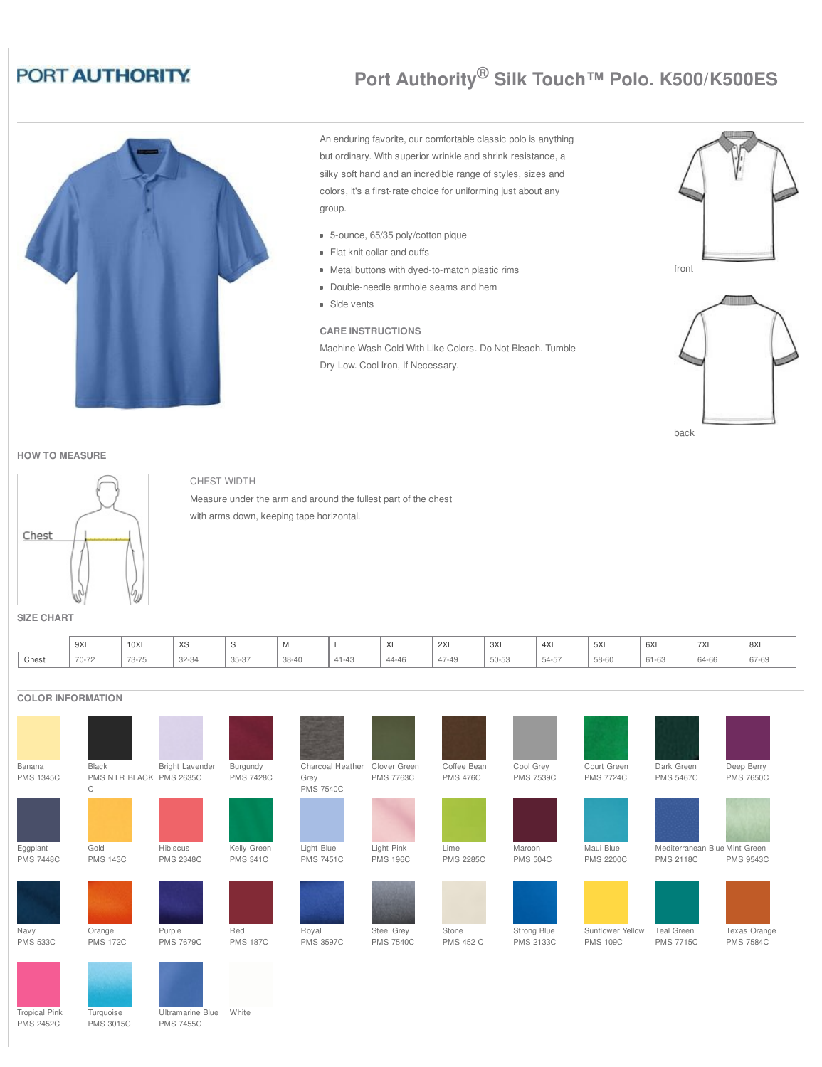PORT AUTHORITY

# Port Authority® Silk Touch™ Polo. K500/K500ES

An enduring favorite, our comfortable classic polo is anything but ordinary. With superior wrinkle and shrink resistance, a silky soft hand and an incredible range of styles, sizes and colors, it's a first-rate choice for uniforming just about any group.

- 5-ounce, 65/35 poly/cotton pique
- Flat knit collar and cuffs
- Metal buttons with dyed-to-match plastic rims
- Double-needle armhole seams and hem
- Side vents

### CARE INSTRUCTIONS

Machine Wash Cold With Like Colors. Do Not Bleach. Tumble Dry Low. Cool Iron, If Necessary.

front

back

## HOW TO MEASURE

Chest

CHEST WIDTH

Measure under the arm and around the fullest part of the chest with arms down, keeping tape horizontal.

## SIZE CHART

| | 9XL | 10XL | XS | S | M | L | XL | 2XL | 3XL | 4XL | 5XL | 6XL | 7XL | 8XL |
|---|---|---|---|---|---|---|---|---|---|---|---|---|---|---|
| Chest | 70-72 | 73-75 | 32-34 | 35-37 | 38-40 | 41-43 | 44-46 | 47-49 | 50-53 | 54-57 | 58-60 | 61-63 | 64-66 | 67-69 |

## COLOR INFORMATION

| Color | PMS |
|---|---|
| Banana | PMS 1345C |
| Black | PMS NTR BLACK C |
| Bright Lavender | PMS 2635C |
| Burgundy | PMS 7428C |
| Charcoal Heather Grey | PMS 7540C |
| Clover Green | PMS 7763C |
| Coffee Bean | PMS 476C |
| Cool Grey | PMS 7539C |
| Court Green | PMS 7724C |
| Dark Green | PMS 5467C |
| Deep Berry | PMS 7650C |
| Eggplant | PMS 7448C |
| Gold | PMS 143C |
| Hibiscus | PMS 2348C |
| Kelly Green | PMS 341C |
| Light Blue | PMS 7451C |
| Light Pink | PMS 196C |
| Lime | PMS 2285C |
| Maroon | PMS 504C |
| Maui Blue | PMS 2200C |
| Mediterranean Blue | PMS 2118C |
| Mint Green | PMS 9543C |
| Navy | PMS 533C |
| Orange | PMS 172C |
| Purple | PMS 7679C |
| Red | PMS 187C |
| Royal | PMS 3597C |
| Steel Grey | PMS 7540C |
| Stone | PMS 452 C |
| Strong Blue | PMS 2133C |
| Sunflower Yellow | PMS 109C |
| Teal Green | PMS 7715C |
| Texas Orange | PMS 7584C |
| Tropical Pink | PMS 2452C |
| Turquoise | PMS 3015C |
| Ultramarine Blue | PMS 7455C |
| White | |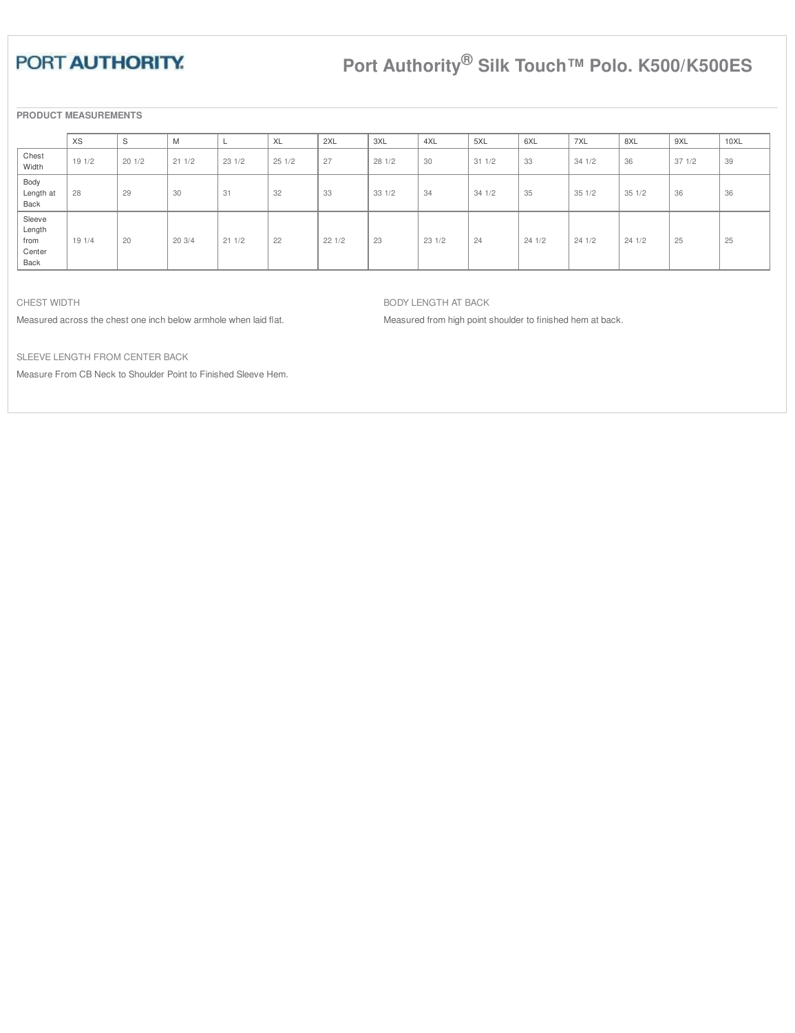PORT AUTHORITY.

# Port Authority® Silk Touch™ Polo. K500/K500ES

**PRODUCT MEASUREMENTS**

| | XS | S | M | L | XL | 2XL | 3XL | 4XL | 5XL | 6XL | 7XL | 8XL | 9XL | 10XL |
|---|---|---|---|---|---|---|---|---|---|---|---|---|---|---|
| Chest Width | 19 1/2 | 20 1/2 | 21 1/2 | 23 1/2 | 25 1/2 | 27 | 28 1/2 | 30 | 31 1/2 | 33 | 34 1/2 | 36 | 37 1/2 | 39 |
| Body Length at Back | 28 | 29 | 30 | 31 | 32 | 33 | 33 1/2 | 34 | 34 1/2 | 35 | 35 1/2 | 35 1/2 | 36 | 36 |
| Sleeve Length from Center Back | 19 1/4 | 20 | 20 3/4 | 21 1/2 | 22 | 22 1/2 | 23 | 23 1/2 | 24 | 24 1/2 | 24 1/2 | 24 1/2 | 25 | 25 |

CHEST WIDTH

Measured across the chest one inch below armhole when laid flat.

BODY LENGTH AT BACK

Measured from high point shoulder to finished hem at back.

SLEEVE LENGTH FROM CENTER BACK

Measure From CB Neck to Shoulder Point to Finished Sleeve Hem.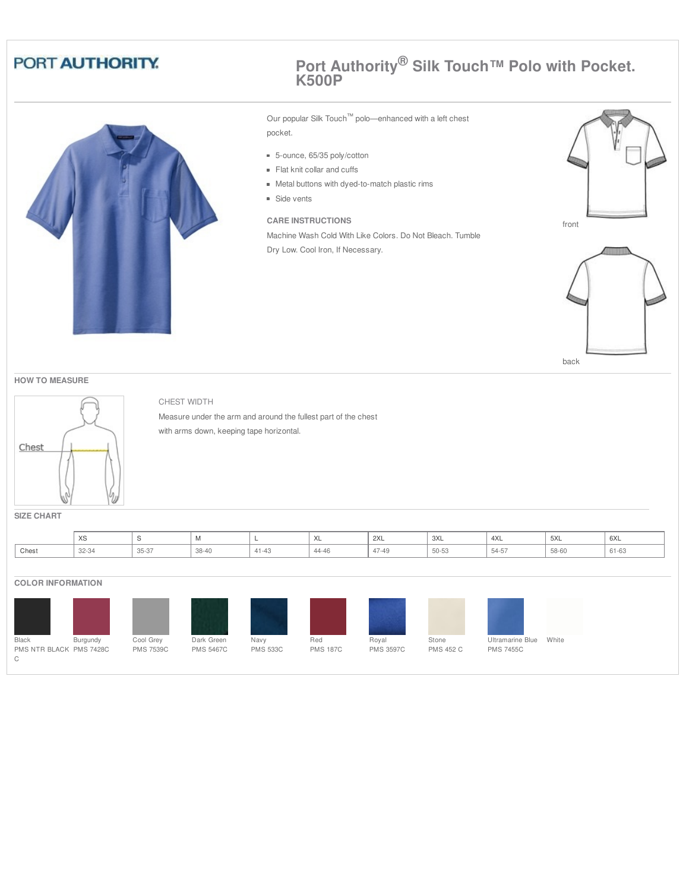PORT AUTHORITY.

# Port Authority® Silk Touch™ Polo with Pocket. K500P

Our popular Silk Touch™ polo—enhanced with a left chest pocket.

- 5-ounce, 65/35 poly/cotton
- Flat knit collar and cuffs
- Metal buttons with dyed-to-match plastic rims
- Side vents

**CARE INSTRUCTIONS**

Machine Wash Cold With Like Colors. Do Not Bleach. Tumble Dry Low. Cool Iron, If Necessary.

front

back

## HOW TO MEASURE

Chest

CHEST WIDTH

Measure under the arm and around the fullest part of the chest with arms down, keeping tape horizontal.

## SIZE CHART

| | XS | S | M | L | XL | 2XL | 3XL | 4XL | 5XL | 6XL |
|---|---|---|---|---|---|---|---|---|---|---|
| Chest | 32-34 | 35-37 | 38-40 | 41-43 | 44-46 | 47-49 | 50-53 | 54-57 | 58-60 | 61-63 |

## COLOR INFORMATION

| Color | PMS |
|---|---|
| Black | PMS NTR BLACK C |
| Burgundy | PMS 7428C |
| Cool Grey | PMS 7539C |
| Dark Green | PMS 5467C |
| Navy | PMS 533C |
| Red | PMS 187C |
| Royal | PMS 3597C |
| Stone | PMS 452 C |
| Ultramarine Blue | PMS 7455C |
| White | |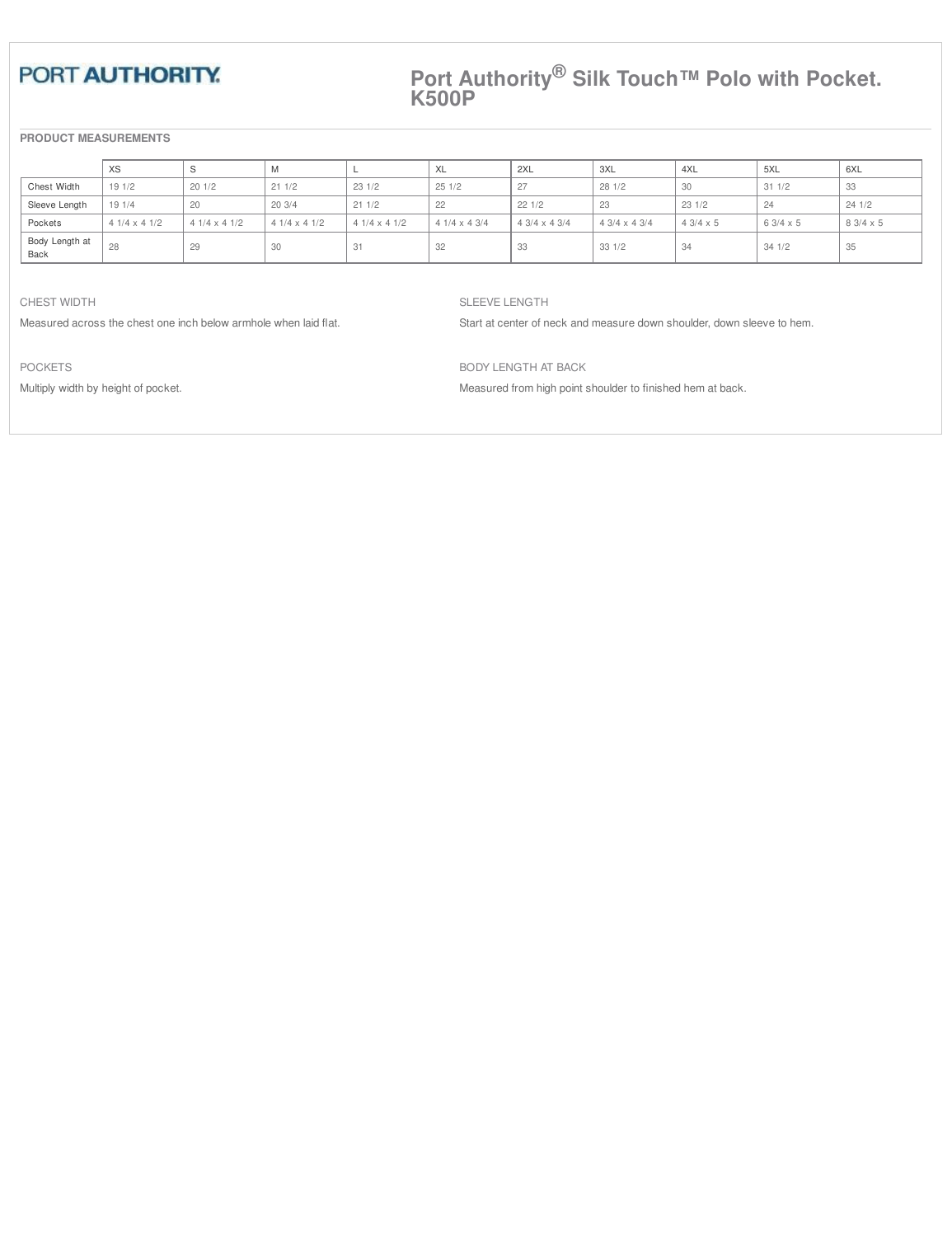PORT AUTHORITY.

# Port Authority® Silk Touch™ Polo with Pocket. K500P

**PRODUCT MEASUREMENTS**

| | XS | S | M | L | XL | 2XL | 3XL | 4XL | 5XL | 6XL |
|---|---|---|---|---|---|---|---|---|---|---|
| Chest Width | 19 1/2 | 20 1/2 | 21 1/2 | 23 1/2 | 25 1/2 | 27 | 28 1/2 | 30 | 31 1/2 | 33 |
| Sleeve Length | 19 1/4 | 20 | 20 3/4 | 21 1/2 | 22 | 22 1/2 | 23 | 23 1/2 | 24 | 24 1/2 |
| Pockets | 4 1/4 x 4 1/2 | 4 1/4 x 4 1/2 | 4 1/4 x 4 1/2 | 4 1/4 x 4 1/2 | 4 1/4 x 4 3/4 | 4 3/4 x 4 3/4 | 4 3/4 x 4 3/4 | 4 3/4 x 5 | 6 3/4 x 5 | 8 3/4 x 5 |
| Body Length at Back | 28 | 29 | 30 | 31 | 32 | 33 | 33 1/2 | 34 | 34 1/2 | 35 |

CHEST WIDTH

Measured across the chest one inch below armhole when laid flat.

SLEEVE LENGTH

Start at center of neck and measure down shoulder, down sleeve to hem.

POCKETS

Multiply width by height of pocket.

BODY LENGTH AT BACK

Measured from high point shoulder to finished hem at back.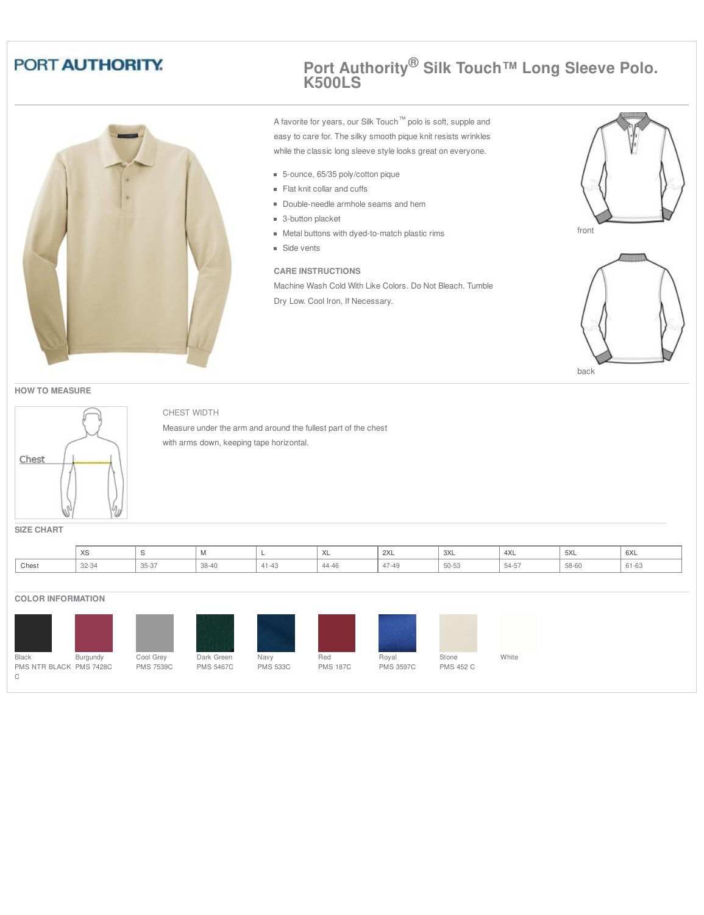PORT AUTHORITY

# Port Authority® Silk Touch™ Long Sleeve Polo. K500LS

A favorite for years, our Silk Touch™ polo is soft, supple and easy to care for. The silky smooth pique knit resists wrinkles while the classic long sleeve style looks great on everyone.

- 5-ounce, 65/35 poly/cotton pique
- Flat knit collar and cuffs
- Double-needle armhole seams and hem
- 3-button placket
- Metal buttons with dyed-to-match plastic rims
- Side vents

### CARE INSTRUCTIONS

Machine Wash Cold With Like Colors. Do Not Bleach. Tumble Dry Low. Cool Iron, If Necessary.

front

back

## HOW TO MEASURE

Chest

CHEST WIDTH

Measure under the arm and around the fullest part of the chest with arms down, keeping tape horizontal.

## SIZE CHART

| | XS | S | M | L | XL | 2XL | 3XL | 4XL | 5XL | 6XL |
|---|---|---|---|---|---|---|---|---|---|---|
| Chest | 32-34 | 35-37 | 38-40 | 41-43 | 44-46 | 47-49 | 50-53 | 54-57 | 58-60 | 61-63 |

## COLOR INFORMATION

| Color | PMS |
|---|---|
| Black | PMS NTR BLACK C |
| Burgundy | PMS 7428C |
| Cool Grey | PMS 7539C |
| Dark Green | PMS 5467C |
| Navy | PMS 533C |
| Red | PMS 187C |
| Royal | PMS 3597C |
| Stone | PMS 452 C |
| White | |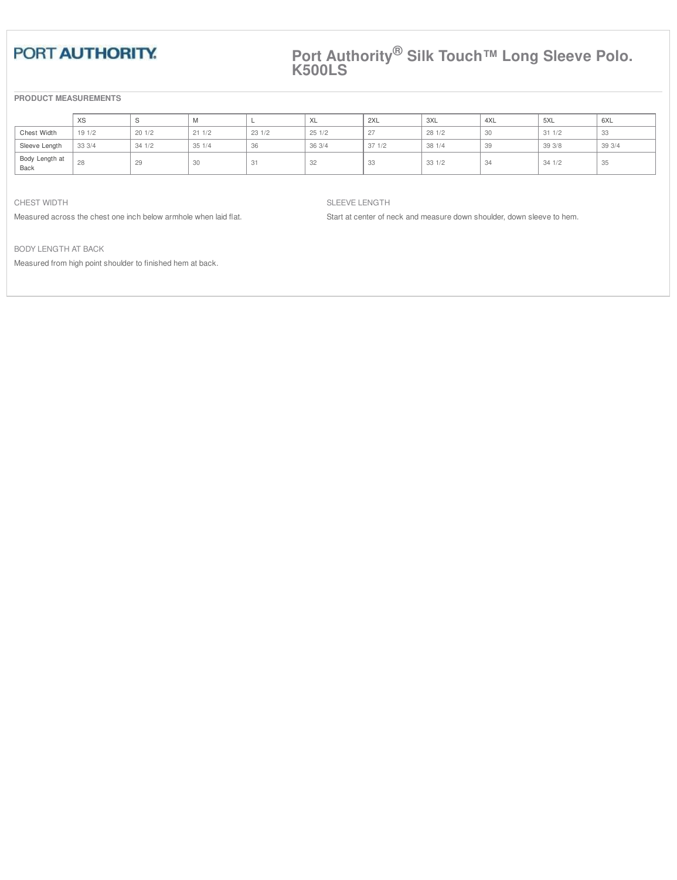PORT AUTHORITY

# Port Authority® Silk Touch™ Long Sleeve Polo. K500LS

**PRODUCT MEASUREMENTS**

| | XS | S | M | L | XL | 2XL | 3XL | 4XL | 5XL | 6XL |
|---|---|---|---|---|---|---|---|---|---|---|
| Chest Width | 19 1/2 | 20 1/2 | 21 1/2 | 23 1/2 | 25 1/2 | 27 | 28 1/2 | 30 | 31 1/2 | 33 |
| Sleeve Length | 33 3/4 | 34 1/2 | 35 1/4 | 36 | 36 3/4 | 37 1/2 | 38 1/4 | 39 | 39 3/8 | 39 3/4 |
| Body Length at Back | 28 | 29 | 30 | 31 | 32 | 33 | 33 1/2 | 34 | 34 1/2 | 35 |

CHEST WIDTH

Measured across the chest one inch below armhole when laid flat.

SLEEVE LENGTH

Start at center of neck and measure down shoulder, down sleeve to hem.

BODY LENGTH AT BACK

Measured from high point shoulder to finished hem at back.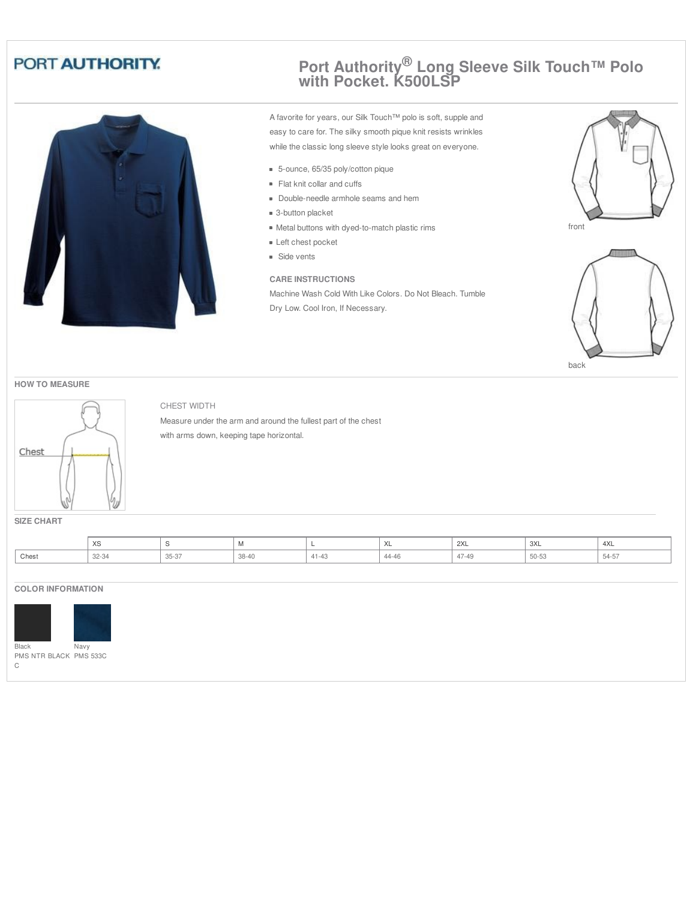PORT AUTHORITY

# Port Authority® Long Sleeve Silk Touch™ Polo with Pocket. K500LSP

A favorite for years, our Silk Touch™ polo is soft, supple and easy to care for. The silky smooth pique knit resists wrinkles while the classic long sleeve style looks great on everyone.

- 5-ounce, 65/35 poly/cotton pique
- Flat knit collar and cuffs
- Double-needle armhole seams and hem
- 3-button placket
- Metal buttons with dyed-to-match plastic rims
- Left chest pocket
- Side vents

### CARE INSTRUCTIONS

Machine Wash Cold With Like Colors. Do Not Bleach. Tumble Dry Low. Cool Iron, If Necessary.

front

back

## HOW TO MEASURE

Chest

CHEST WIDTH

Measure under the arm and around the fullest part of the chest with arms down, keeping tape horizontal.

## SIZE CHART

| | XS | S | M | L | XL | 2XL | 3XL | 4XL |
|---|---|---|---|---|---|---|---|---|
| Chest | 32-34 | 35-37 | 38-40 | 41-43 | 44-46 | 47-49 | 50-53 | 54-57 |

## COLOR INFORMATION

Black
PMS NTR BLACK C

Navy
PMS 533C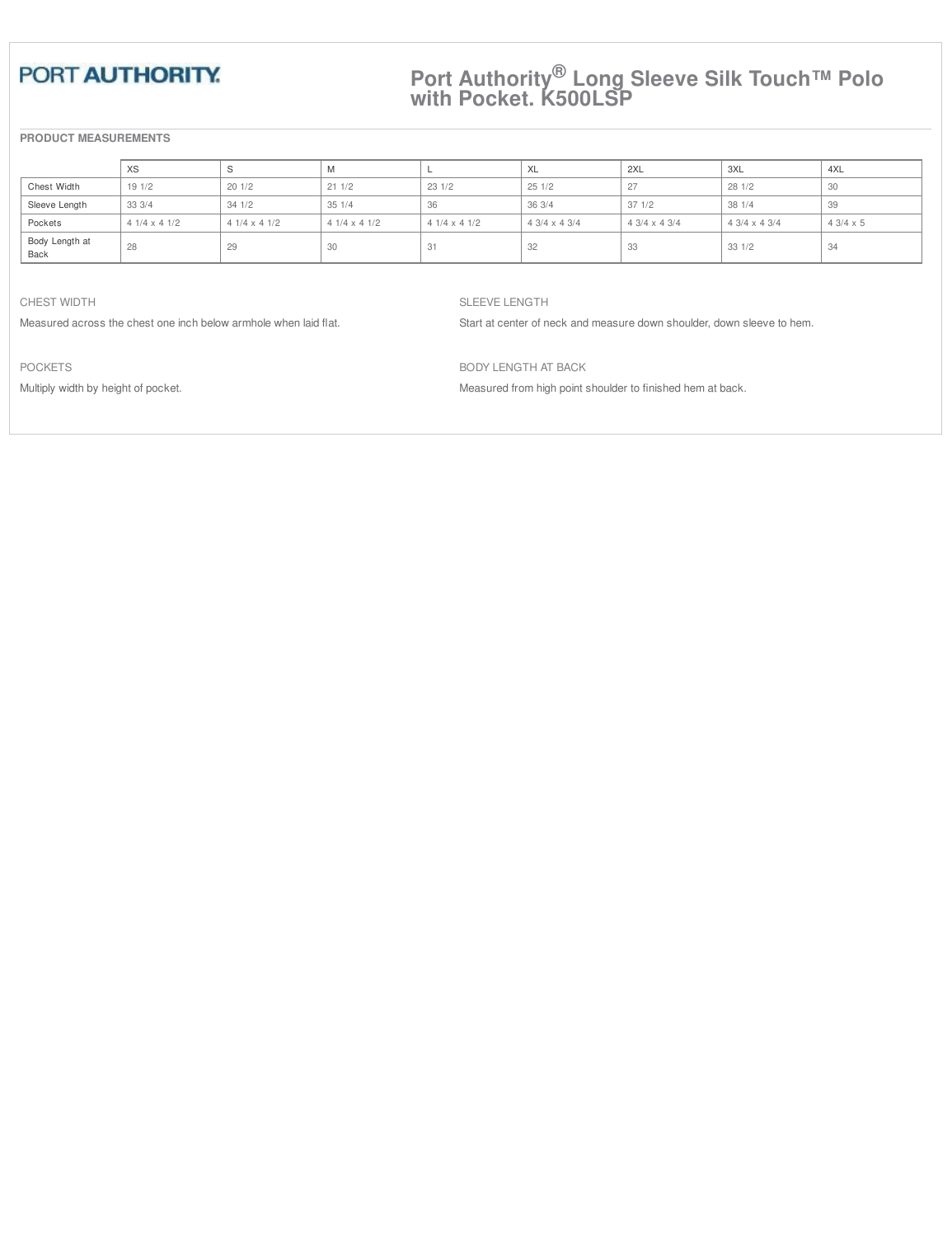PORT AUTHORITY.

# Port Authority® Long Sleeve Silk Touch™ Polo with Pocket. K500LSP

## PRODUCT MEASUREMENTS

| | XS | S | M | L | XL | 2XL | 3XL | 4XL |
|---|---|---|---|---|---|---|---|---|
| Chest Width | 19 1/2 | 20 1/2 | 21 1/2 | 23 1/2 | 25 1/2 | 27 | 28 1/2 | 30 |
| Sleeve Length | 33 3/4 | 34 1/2 | 35 1/4 | 36 | 36 3/4 | 37 1/2 | 38 1/4 | 39 |
| Pockets | 4 1/4 x 4 1/2 | 4 1/4 x 4 1/2 | 4 1/4 x 4 1/2 | 4 1/4 x 4 1/2 | 4 3/4 x 4 3/4 | 4 3/4 x 4 3/4 | 4 3/4 x 4 3/4 | 4 3/4 x 5 |
| Body Length at Back | 28 | 29 | 30 | 31 | 32 | 33 | 33 1/2 | 34 |

### CHEST WIDTH

Measured across the chest one inch below armhole when laid flat.

### SLEEVE LENGTH

Start at center of neck and measure down shoulder, down sleeve to hem.

### POCKETS

Multiply width by height of pocket.

### BODY LENGTH AT BACK

Measured from high point shoulder to finished hem at back.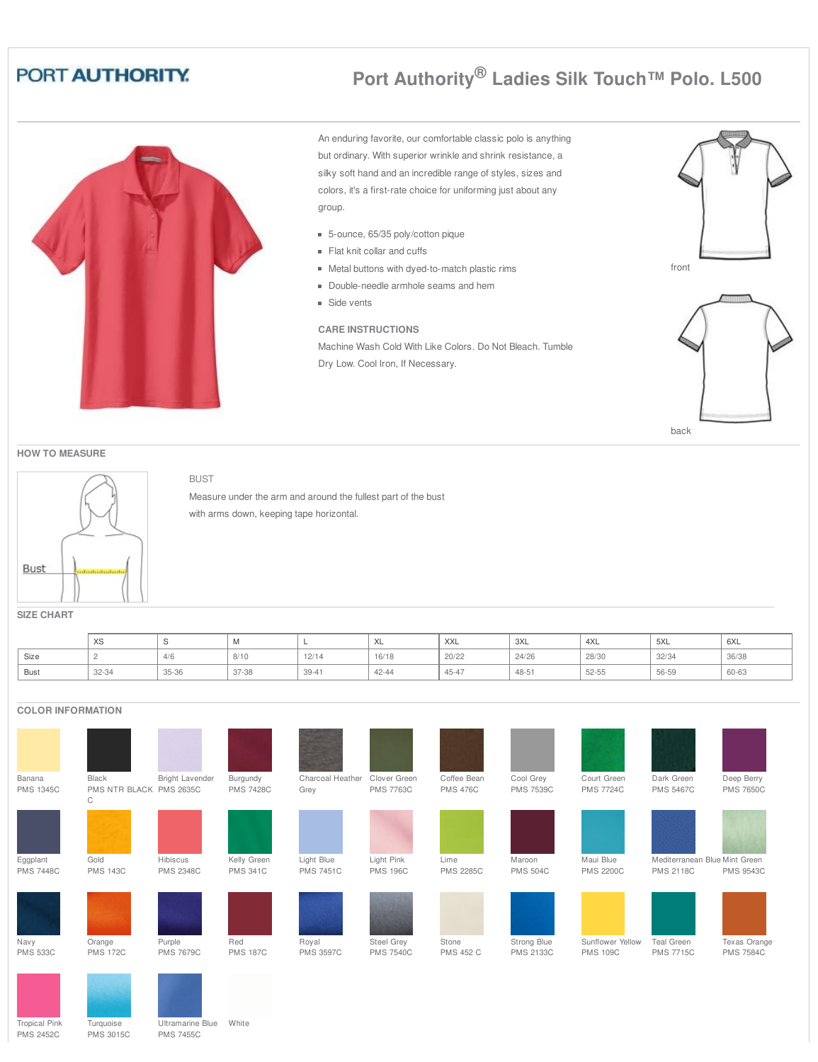PORT AUTHORITY

# Port Authority® Ladies Silk Touch™ Polo. L500

An enduring favorite, our comfortable classic polo is anything but ordinary. With superior wrinkle and shrink resistance, a silky soft hand and an incredible range of styles, sizes and colors, it's a first-rate choice for uniforming just about any group.

- 5-ounce, 65/35 poly/cotton pique
- Flat knit collar and cuffs
- Metal buttons with dyed-to-match plastic rims
- Double-needle armhole seams and hem
- Side vents

**CARE INSTRUCTIONS**

Machine Wash Cold With Like Colors. Do Not Bleach. Tumble Dry Low. Cool Iron, If Necessary.

front

back

## HOW TO MEASURE

Bust

BUST

Measure under the arm and around the fullest part of the bust with arms down, keeping tape horizontal.

## SIZE CHART

| | XS | S | M | L | XL | XXL | 3XL | 4XL | 5XL | 6XL |
|---|---|---|---|---|---|---|---|---|---|---|
| Size | 2 | 4/6 | 8/10 | 12/14 | 16/18 | 20/22 | 24/26 | 28/30 | 32/34 | 36/38 |
| Bust | 32-34 | 35-36 | 37-38 | 39-41 | 42-44 | 45-47 | 48-51 | 52-55 | 56-59 | 60-63 |

## COLOR INFORMATION

| Color | PMS |
|---|---|
| Banana | PMS 1345C |
| Black | PMS NTR BLACK C |
| Bright Lavender | PMS 2635C |
| Burgundy | PMS 7428C |
| Charcoal Heather Grey | |
| Clover Green | PMS 7763C |
| Coffee Bean | PMS 476C |
| Cool Grey | PMS 7539C |
| Court Green | PMS 7724C |
| Dark Green | PMS 5467C |
| Deep Berry | PMS 7650C |
| Eggplant | PMS 7448C |
| Gold | PMS 143C |
| Hibiscus | PMS 2348C |
| Kelly Green | PMS 341C |
| Light Blue | PMS 7451C |
| Light Pink | PMS 196C |
| Lime | PMS 2285C |
| Maroon | PMS 504C |
| Maui Blue | PMS 2200C |
| Mediterranean Blue | PMS 2118C |
| Mint Green | PMS 9543C |
| Navy | PMS 533C |
| Orange | PMS 172C |
| Purple | PMS 7679C |
| Red | PMS 187C |
| Royal | PMS 3597C |
| Steel Grey | PMS 7540C |
| Stone | PMS 452 C |
| Strong Blue | PMS 2133C |
| Sunflower Yellow | PMS 109C |
| Teal Green | PMS 7715C |
| Texas Orange | PMS 7584C |
| Tropical Pink | PMS 2452C |
| Turquoise | PMS 3015C |
| Ultramarine Blue | PMS 7455C |
| White | |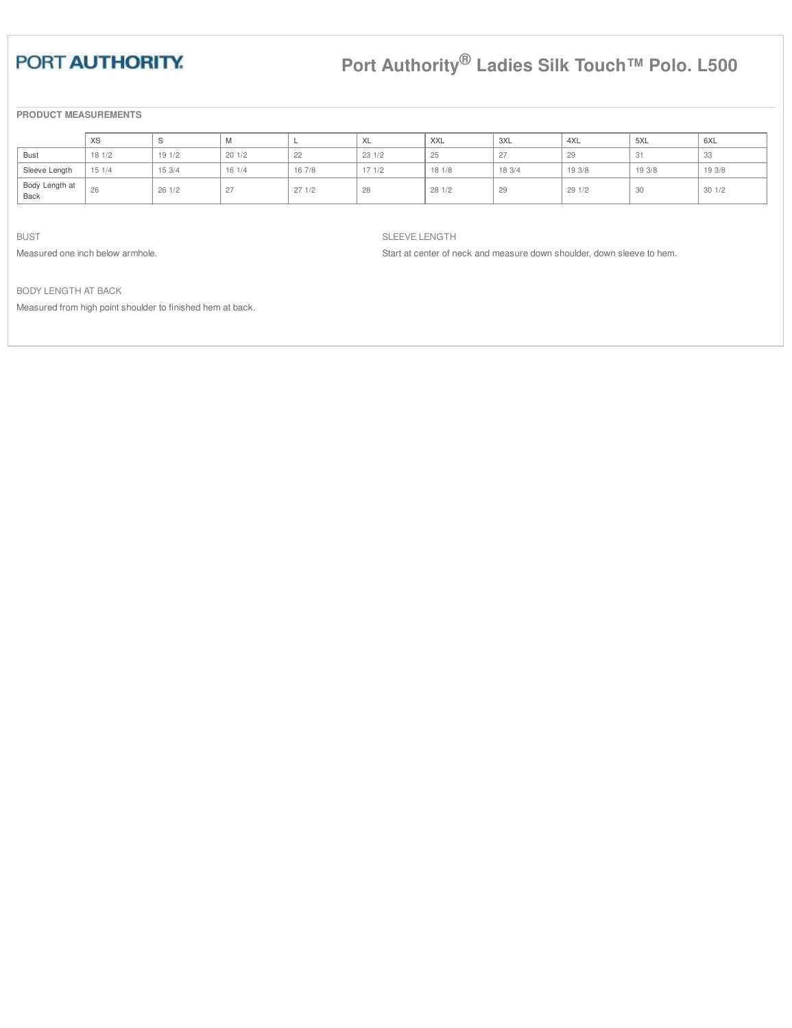PORT AUTHORITY.

# Port Authority® Ladies Silk Touch™ Polo. L500

**PRODUCT MEASUREMENTS**

| | XS | S | M | L | XL | XXL | 3XL | 4XL | 5XL | 6XL |
|---|---|---|---|---|---|---|---|---|---|---|
| Bust | 18 1/2 | 19 1/2 | 20 1/2 | 22 | 23 1/2 | 25 | 27 | 29 | 31 | 33 |
| Sleeve Length | 15 1/4 | 15 3/4 | 16 1/4 | 16 7/8 | 17 1/2 | 18 1/8 | 18 3/4 | 19 3/8 | 19 3/8 | 19 3/8 |
| Body Length at Back | 26 | 26 1/2 | 27 | 27 1/2 | 28 | 28 1/2 | 29 | 29 1/2 | 30 | 30 1/2 |

BUST

Measured one inch below armhole.

SLEEVE LENGTH

Start at center of neck and measure down shoulder, down sleeve to hem.

BODY LENGTH AT BACK

Measured from high point shoulder to finished hem at back.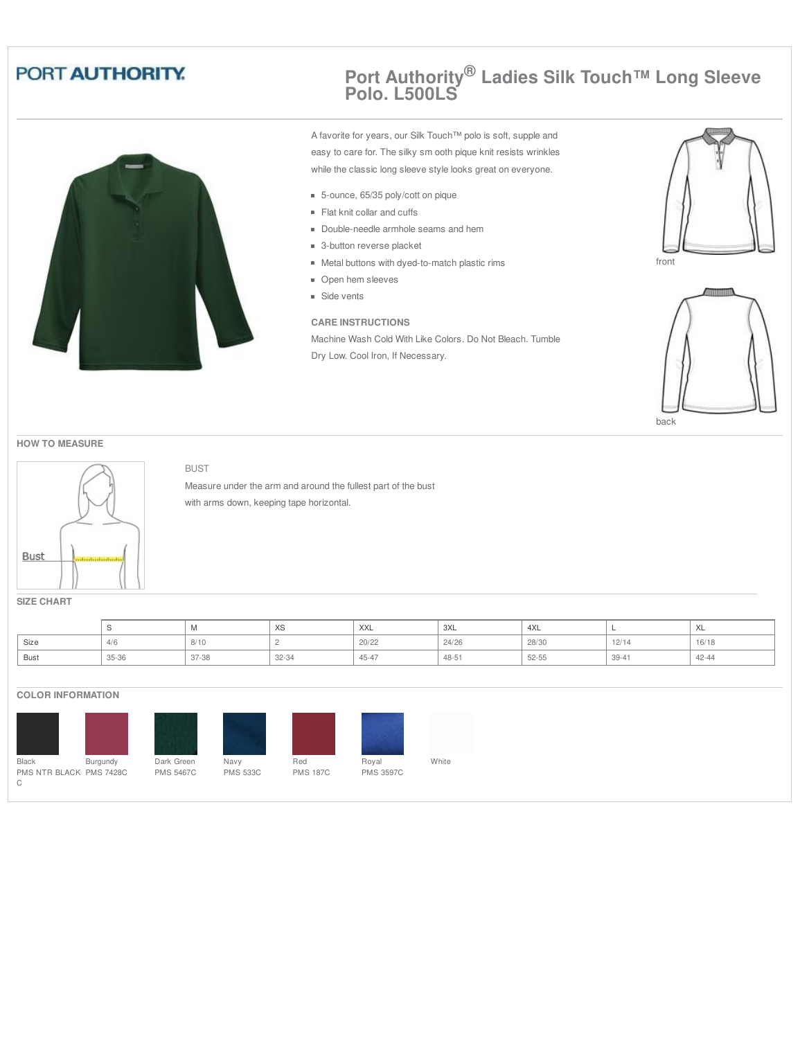PORT AUTHORITY

# Port Authority® Ladies Silk Touch™ Long Sleeve Polo. L500LS

A favorite for years, our Silk Touch™ polo is soft, supple and easy to care for. The silky sm ooth pique knit resists wrinkles while the classic long sleeve style looks great on everyone.

- 5-ounce, 65/35 poly/cott on pique
- Flat knit collar and cuffs
- Double-needle armhole seams and hem
- 3-button reverse placket
- Metal buttons with dyed-to-match plastic rims
- Open hem sleeves
- Side vents

### CARE INSTRUCTIONS

Machine Wash Cold With Like Colors. Do Not Bleach. Tumble Dry Low. Cool Iron, If Necessary.

front

back

## HOW TO MEASURE

Bust

BUST

Measure under the arm and around the fullest part of the bust with arms down, keeping tape horizontal.

## SIZE CHART

| | S | M | XS | XXL | 3XL | 4XL | L | XL |
|---|---|---|---|---|---|---|---|---|
| Size | 4/6 | 8/10 | 2 | 20/22 | 24/26 | 28/30 | 12/14 | 16/18 |
| Bust | 35-36 | 37-38 | 32-34 | 45-47 | 48-51 | 52-55 | 39-41 | 42-44 |

## COLOR INFORMATION

Black
PMS NTR BLACK C

Burgundy
PMS 7428C

Dark Green
PMS 5467C

Navy
PMS 533C

Red
PMS 187C

Royal
PMS 3597C

White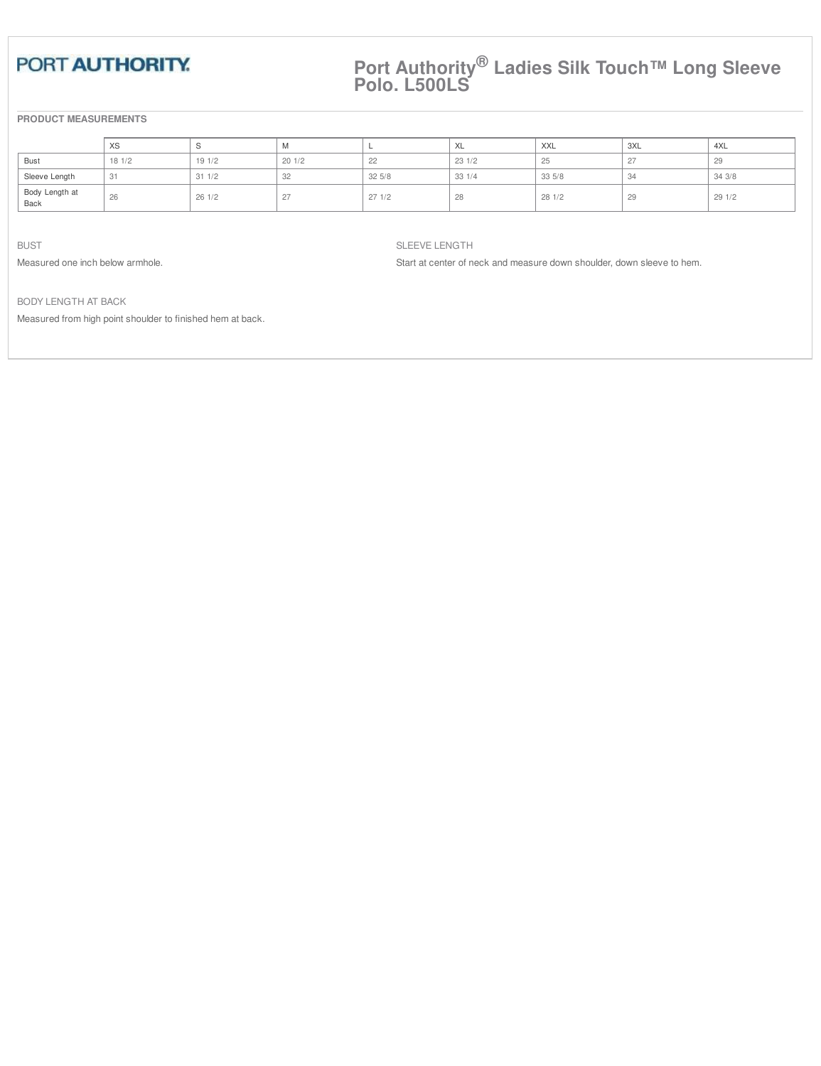PORT AUTHORITY.

# Port Authority® Ladies Silk Touch™ Long Sleeve Polo. L500LS

**PRODUCT MEASUREMENTS**

| | XS | S | M | L | XL | XXL | 3XL | 4XL |
|---|---|---|---|---|---|---|---|---|
| Bust | 18 1/2 | 19 1/2 | 20 1/2 | 22 | 23 1/2 | 25 | 27 | 29 |
| Sleeve Length | 31 | 31 1/2 | 32 | 32 5/8 | 33 1/4 | 33 5/8 | 34 | 34 3/8 |
| Body Length at Back | 26 | 26 1/2 | 27 | 27 1/2 | 28 | 28 1/2 | 29 | 29 1/2 |

BUST

Measured one inch below armhole.

SLEEVE LENGTH

Start at center of neck and measure down shoulder, down sleeve to hem.

BODY LENGTH AT BACK

Measured from high point shoulder to finished hem at back.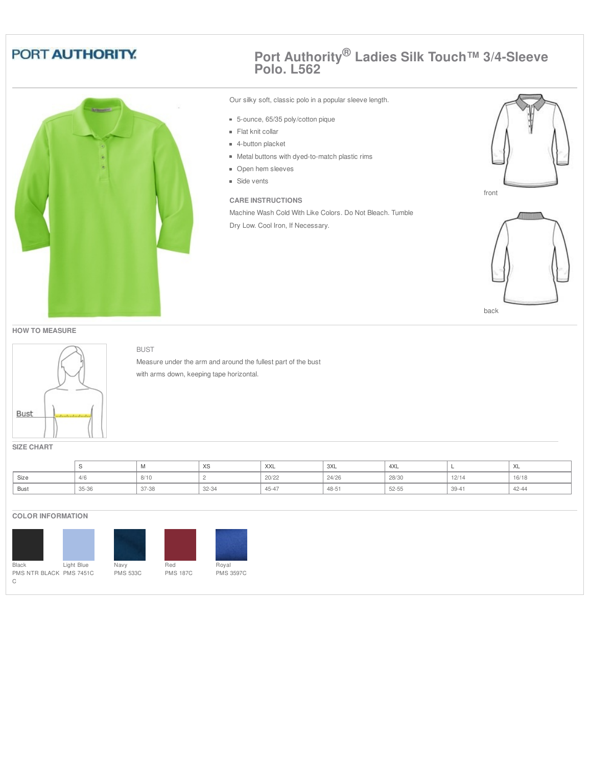PORT AUTHORITY

# Port Authority® Ladies Silk Touch™ 3/4-Sleeve Polo. L562

Our silky soft, classic polo in a popular sleeve length.

- 5-ounce, 65/35 poly/cotton pique
- Flat knit collar
- 4-button placket
- Metal buttons with dyed-to-match plastic rims
- Open hem sleeves
- Side vents

### CARE INSTRUCTIONS

Machine Wash Cold With Like Colors. Do Not Bleach. Tumble Dry Low. Cool Iron, If Necessary.

front

back

## HOW TO MEASURE

Bust

BUST

Measure under the arm and around the fullest part of the bust with arms down, keeping tape horizontal.

## SIZE CHART

| | S | M | XS | XXL | 3XL | 4XL | L | XL |
|---|---|---|---|---|---|---|---|---|
| Size | 4/6 | 8/10 | 2 | 20/22 | 24/26 | 28/30 | 12/14 | 16/18 |
| Bust | 35-36 | 37-38 | 32-34 | 45-47 | 48-51 | 52-55 | 39-41 | 42-44 |

## COLOR INFORMATION

Black
PMS NTR BLACK C

Light Blue
PMS 7451C

Navy
PMS 533C

Red
PMS 187C

Royal
PMS 3597C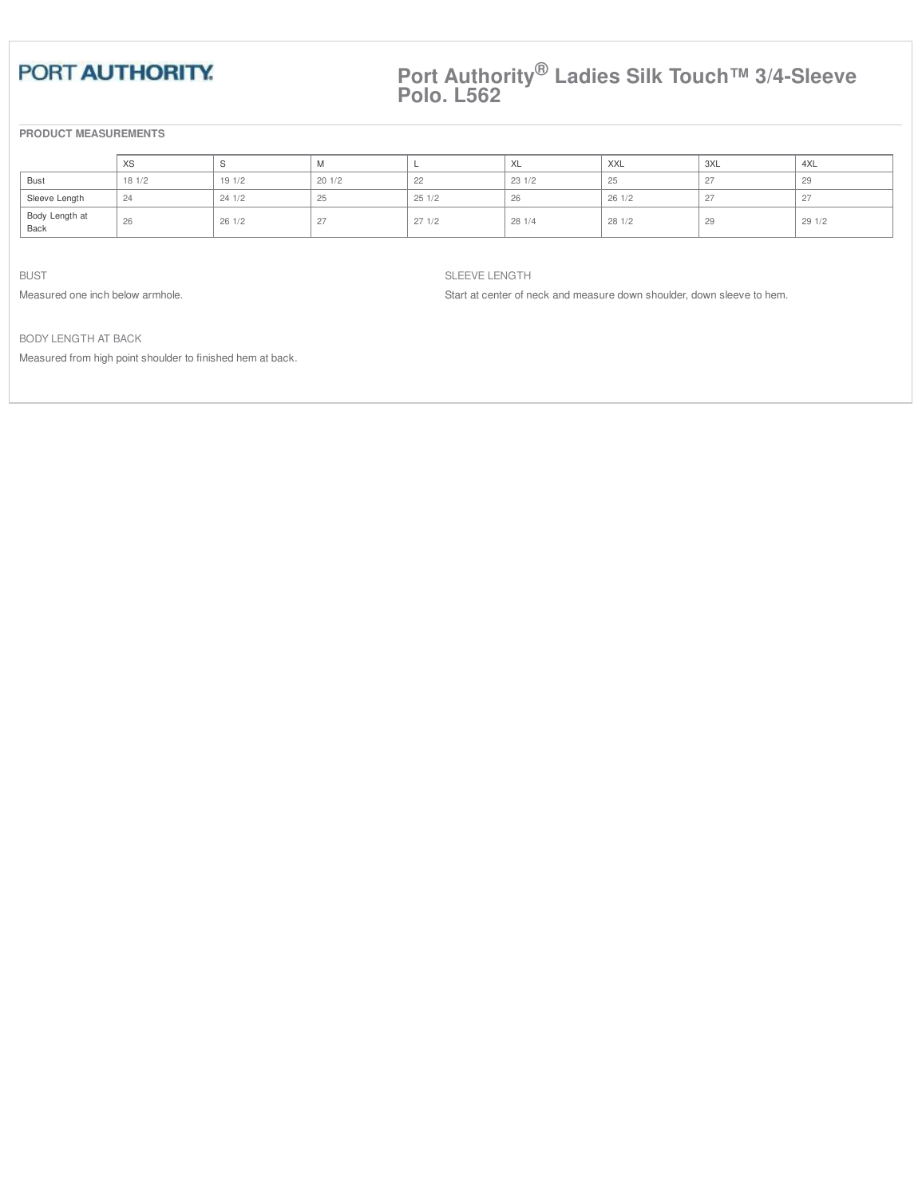PORT AUTHORITY.

# Port Authority® Ladies Silk Touch™ 3/4-Sleeve Polo. L562

**PRODUCT MEASUREMENTS**

| | XS | S | M | L | XL | XXL | 3XL | 4XL |
|---|---|---|---|---|---|---|---|---|
| Bust | 18 1/2 | 19 1/2 | 20 1/2 | 22 | 23 1/2 | 25 | 27 | 29 |
| Sleeve Length | 24 | 24 1/2 | 25 | 25 1/2 | 26 | 26 1/2 | 27 | 27 |
| Body Length at Back | 26 | 26 1/2 | 27 | 27 1/2 | 28 1/4 | 28 1/2 | 29 | 29 1/2 |

BUST

Measured one inch below armhole.

SLEEVE LENGTH

Start at center of neck and measure down shoulder, down sleeve to hem.

BODY LENGTH AT BACK

Measured from high point shoulder to finished hem at back.